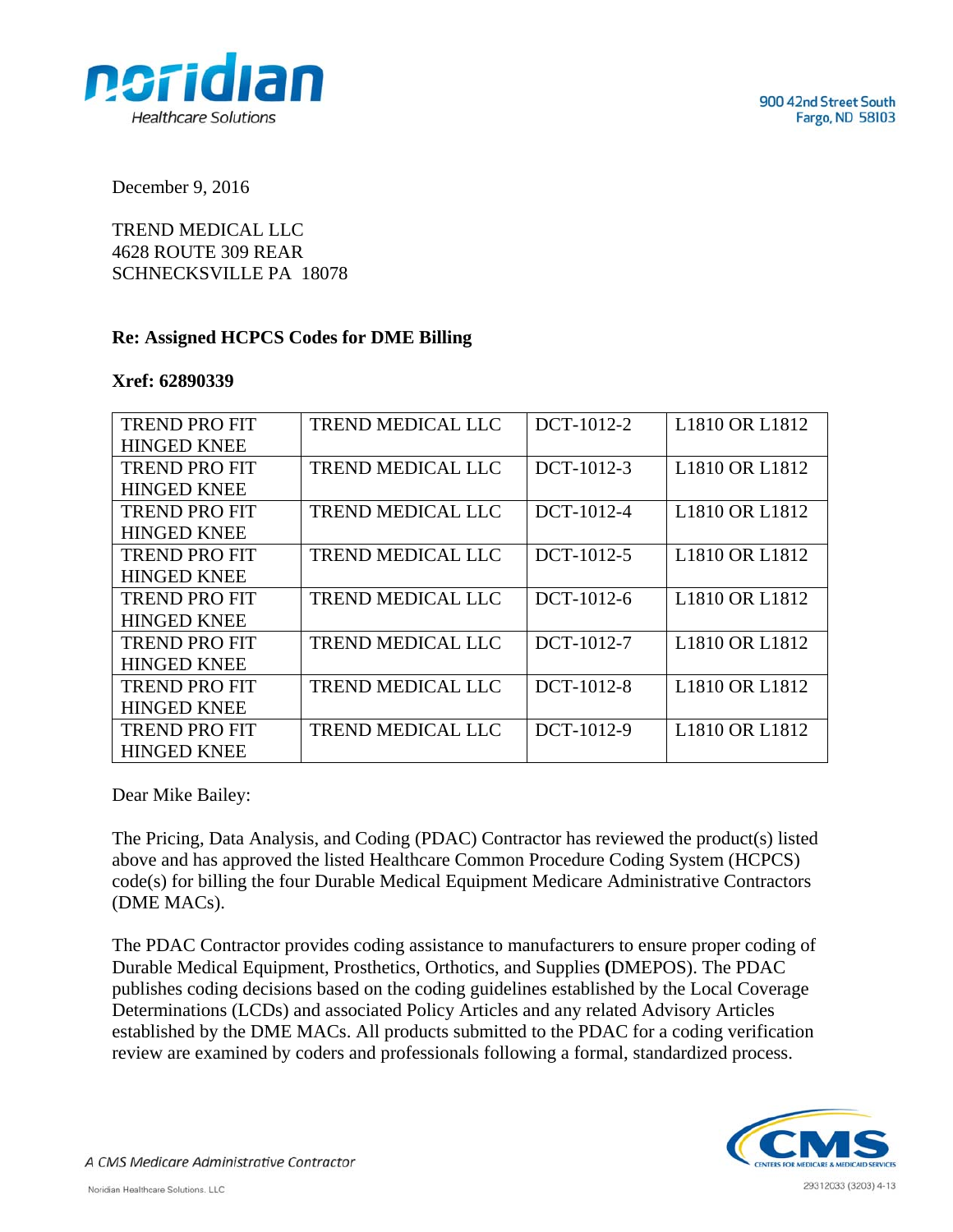900 42nd Street South
Fargo, ND 58103

December 9, 2016

TREND MEDICAL LLC
4628 ROUTE 309 REAR
SCHNECKSVILLE PA 18078

**Re: Assigned HCPCS Codes for DME Billing**

**Xref: 62890339**

| | | | |
|---|---|---|---|
| TREND PRO FIT HINGED KNEE | TREND MEDICAL LLC | DCT-1012-2 | L1810 OR L1812 |
| TREND PRO FIT HINGED KNEE | TREND MEDICAL LLC | DCT-1012-3 | L1810 OR L1812 |
| TREND PRO FIT HINGED KNEE | TREND MEDICAL LLC | DCT-1012-4 | L1810 OR L1812 |
| TREND PRO FIT HINGED KNEE | TREND MEDICAL LLC | DCT-1012-5 | L1810 OR L1812 |
| TREND PRO FIT HINGED KNEE | TREND MEDICAL LLC | DCT-1012-6 | L1810 OR L1812 |
| TREND PRO FIT HINGED KNEE | TREND MEDICAL LLC | DCT-1012-7 | L1810 OR L1812 |
| TREND PRO FIT HINGED KNEE | TREND MEDICAL LLC | DCT-1012-8 | L1810 OR L1812 |
| TREND PRO FIT HINGED KNEE | TREND MEDICAL LLC | DCT-1012-9 | L1810 OR L1812 |

Dear Mike Bailey:

The Pricing, Data Analysis, and Coding (PDAC) Contractor has reviewed the product(s) listed above and has approved the listed Healthcare Common Procedure Coding System (HCPCS) code(s) for billing the four Durable Medical Equipment Medicare Administrative Contractors (DME MACs).

The PDAC Contractor provides coding assistance to manufacturers to ensure proper coding of Durable Medical Equipment, Prosthetics, Orthotics, and Supplies (DMEPOS). The PDAC publishes coding decisions based on the coding guidelines established by the Local Coverage Determinations (LCDs) and associated Policy Articles and any related Advisory Articles established by the DME MACs. All products submitted to the PDAC for a coding verification review are examined by coders and professionals following a formal, standardized process.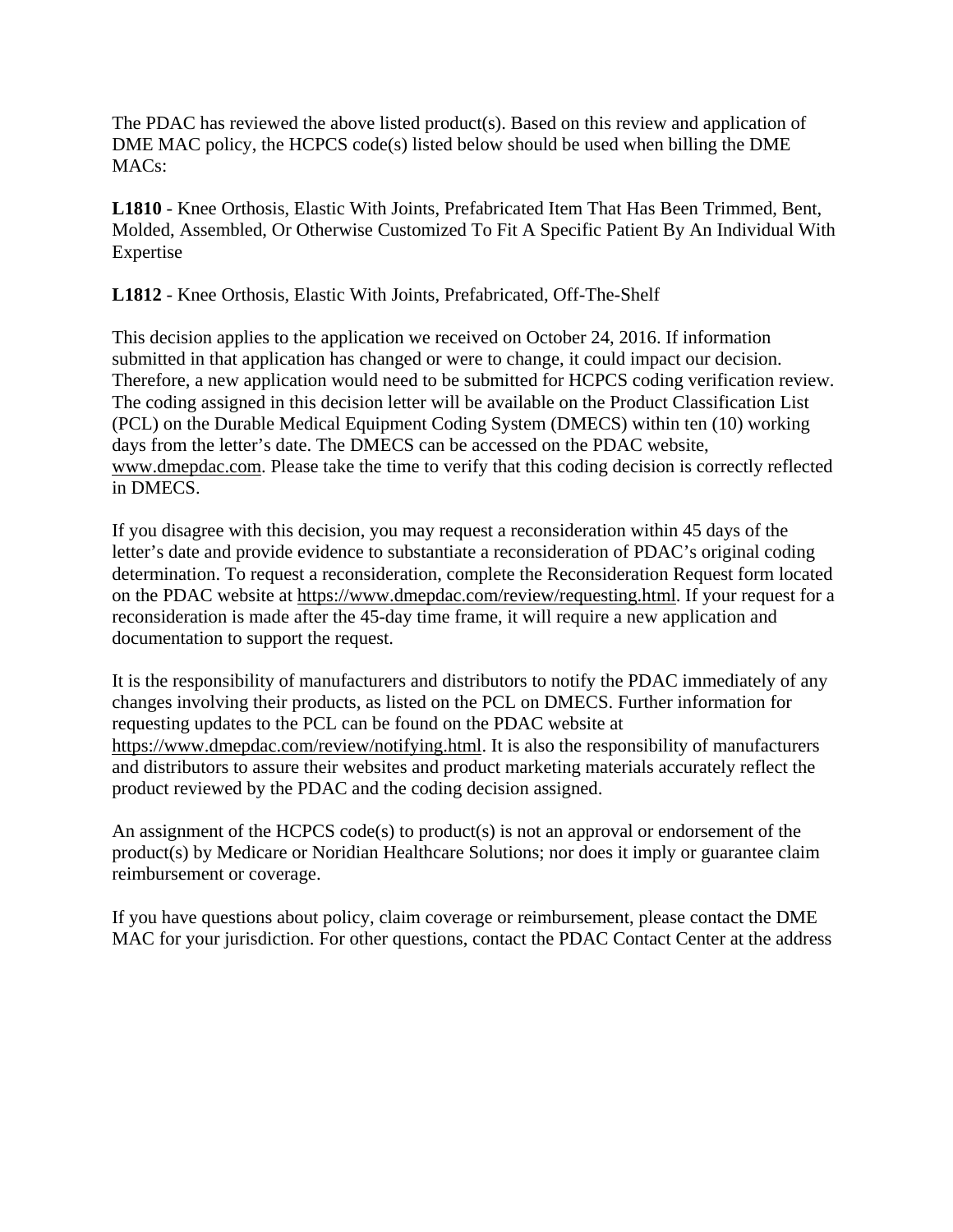The PDAC has reviewed the above listed product(s). Based on this review and application of DME MAC policy, the HCPCS code(s) listed below should be used when billing the DME MACs:

**L1810** - Knee Orthosis, Elastic With Joints, Prefabricated Item That Has Been Trimmed, Bent, Molded, Assembled, Or Otherwise Customized To Fit A Specific Patient By An Individual With Expertise

**L1812** - Knee Orthosis, Elastic With Joints, Prefabricated, Off-The-Shelf

This decision applies to the application we received on October 24, 2016. If information submitted in that application has changed or were to change, it could impact our decision. Therefore, a new application would need to be submitted for HCPCS coding verification review. The coding assigned in this decision letter will be available on the Product Classification List (PCL) on the Durable Medical Equipment Coding System (DMECS) within ten (10) working days from the letter's date. The DMECS can be accessed on the PDAC website, www.dmepdac.com. Please take the time to verify that this coding decision is correctly reflected in DMECS.

If you disagree with this decision, you may request a reconsideration within 45 days of the letter's date and provide evidence to substantiate a reconsideration of PDAC's original coding determination. To request a reconsideration, complete the Reconsideration Request form located on the PDAC website at https://www.dmepdac.com/review/requesting.html. If your request for a reconsideration is made after the 45-day time frame, it will require a new application and documentation to support the request.

It is the responsibility of manufacturers and distributors to notify the PDAC immediately of any changes involving their products, as listed on the PCL on DMECS. Further information for requesting updates to the PCL can be found on the PDAC website at https://www.dmepdac.com/review/notifying.html. It is also the responsibility of manufacturers and distributors to assure their websites and product marketing materials accurately reflect the product reviewed by the PDAC and the coding decision assigned.

An assignment of the HCPCS code(s) to product(s) is not an approval or endorsement of the product(s) by Medicare or Noridian Healthcare Solutions; nor does it imply or guarantee claim reimbursement or coverage.

If you have questions about policy, claim coverage or reimbursement, please contact the DME MAC for your jurisdiction. For other questions, contact the PDAC Contact Center at the address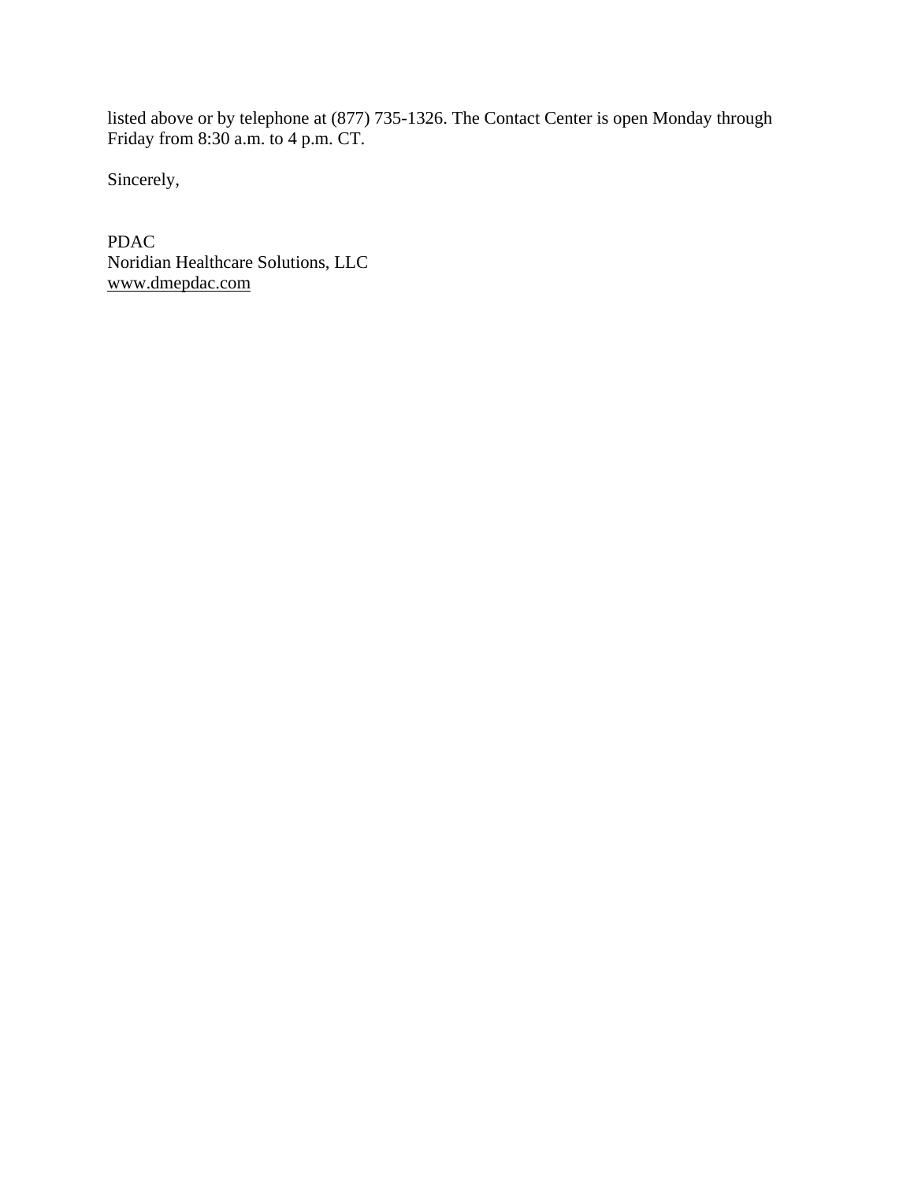listed above or by telephone at (877) 735-1326. The Contact Center is open Monday through Friday from 8:30 a.m. to 4 p.m. CT.

Sincerely,

PDAC  
Noridian Healthcare Solutions, LLC  
www.dmepdac.com